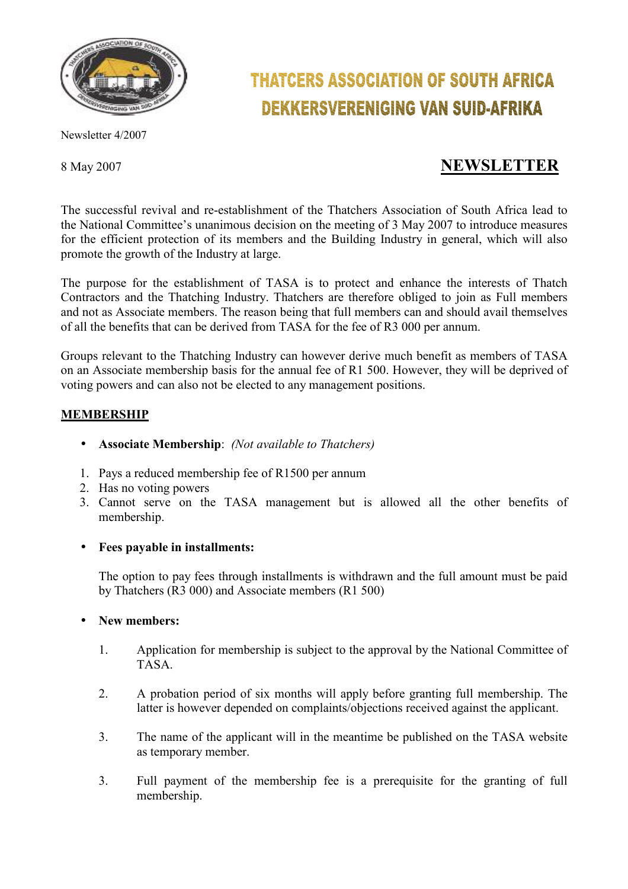# THATCERS ASSOCIATION OF SOUTH AFRICA
# DEKKERSVERENIGING VAN SUID-AFRIKA

Newsletter 4/2007

8 May 2007

## NEWSLETTER

The successful revival and re-establishment of the Thatchers Association of South Africa lead to the National Committee's unanimous decision on the meeting of 3 May 2007 to introduce measures for the efficient protection of its members and the Building Industry in general, which will also promote the growth of the Industry at large.

The purpose for the establishment of TASA is to protect and enhance the interests of Thatch Contractors and the Thatching Industry. Thatchers are therefore obliged to join as Full members and not as Associate members. The reason being that full members can and should avail themselves of all the benefits that can be derived from TASA for the fee of R3 000 per annum.

Groups relevant to the Thatching Industry can however derive much benefit as members of TASA on an Associate membership basis for the annual fee of R1 500. However, they will be deprived of voting powers and can also not be elected to any management positions.

### MEMBERSHIP

- **Associate Membership**: *(Not available to Thatchers)*

1. Pays a reduced membership fee of R1500 per annum
2. Has no voting powers
3. Cannot serve on the TASA management but is allowed all the other benefits of membership.

- **Fees payable in installments:**

  The option to pay fees through installments is withdrawn and the full amount must be paid by Thatchers (R3 000) and Associate members (R1 500)

- **New members:**

  1. Application for membership is subject to the approval by the National Committee of TASA.

  2. A probation period of six months will apply before granting full membership. The latter is however depended on complaints/objections received against the applicant.

  3. The name of the applicant will in the meantime be published on the TASA website as temporary member.

  3. Full payment of the membership fee is a prerequisite for the granting of full membership.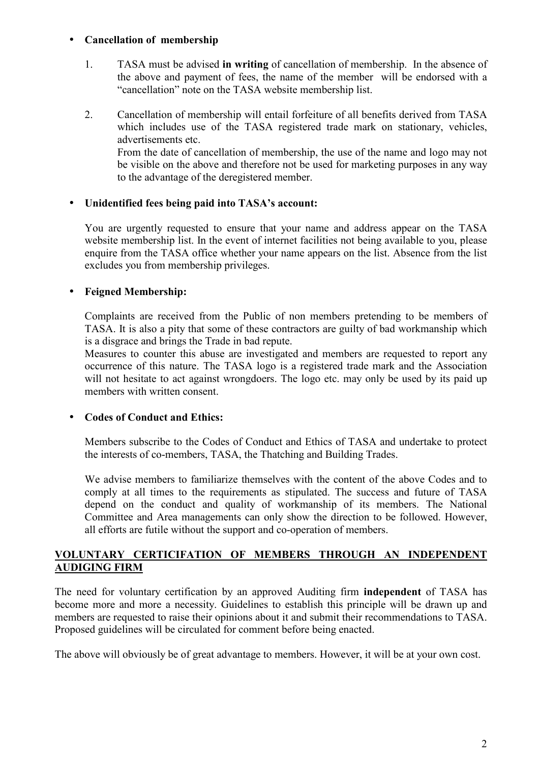- **Cancellation of membership**

  1. TASA must be advised **in writing** of cancellation of membership. In the absence of the above and payment of fees, the name of the member will be endorsed with a "cancellation" note on the TASA website membership list.

  2. Cancellation of membership will entail forfeiture of all benefits derived from TASA which includes use of the TASA registered trade mark on stationary, vehicles, advertisements etc.
     From the date of cancellation of membership, the use of the name and logo may not be visible on the above and therefore not be used for marketing purposes in any way to the advantage of the deregistered member.

- **Unidentified fees being paid into TASA's account:**

  You are urgently requested to ensure that your name and address appear on the TASA website membership list. In the event of internet facilities not being available to you, please enquire from the TASA office whether your name appears on the list. Absence from the list excludes you from membership privileges.

- **Feigned Membership:**

  Complaints are received from the Public of non members pretending to be members of TASA. It is also a pity that some of these contractors are guilty of bad workmanship which is a disgrace and brings the Trade in bad repute.
  Measures to counter this abuse are investigated and members are requested to report any occurrence of this nature. The TASA logo is a registered trade mark and the Association will not hesitate to act against wrongdoers. The logo etc. may only be used by its paid up members with written consent.

- **Codes of Conduct and Ethics:**

  Members subscribe to the Codes of Conduct and Ethics of TASA and undertake to protect the interests of co-members, TASA, the Thatching and Building Trades.

  We advise members to familiarize themselves with the content of the above Codes and to comply at all times to the requirements as stipulated. The success and future of TASA depend on the conduct and quality of workmanship of its members. The National Committee and Area managements can only show the direction to be followed. However, all efforts are futile without the support and co-operation of members.

**VOLUNTARY CERTICIFATION OF MEMBERS THROUGH AN INDEPENDENT AUDIGING FIRM**

The need for voluntary certification by an approved Auditing firm **independent** of TASA has become more and more a necessity. Guidelines to establish this principle will be drawn up and members are requested to raise their opinions about it and submit their recommendations to TASA. Proposed guidelines will be circulated for comment before being enacted.

The above will obviously be of great advantage to members. However, it will be at your own cost.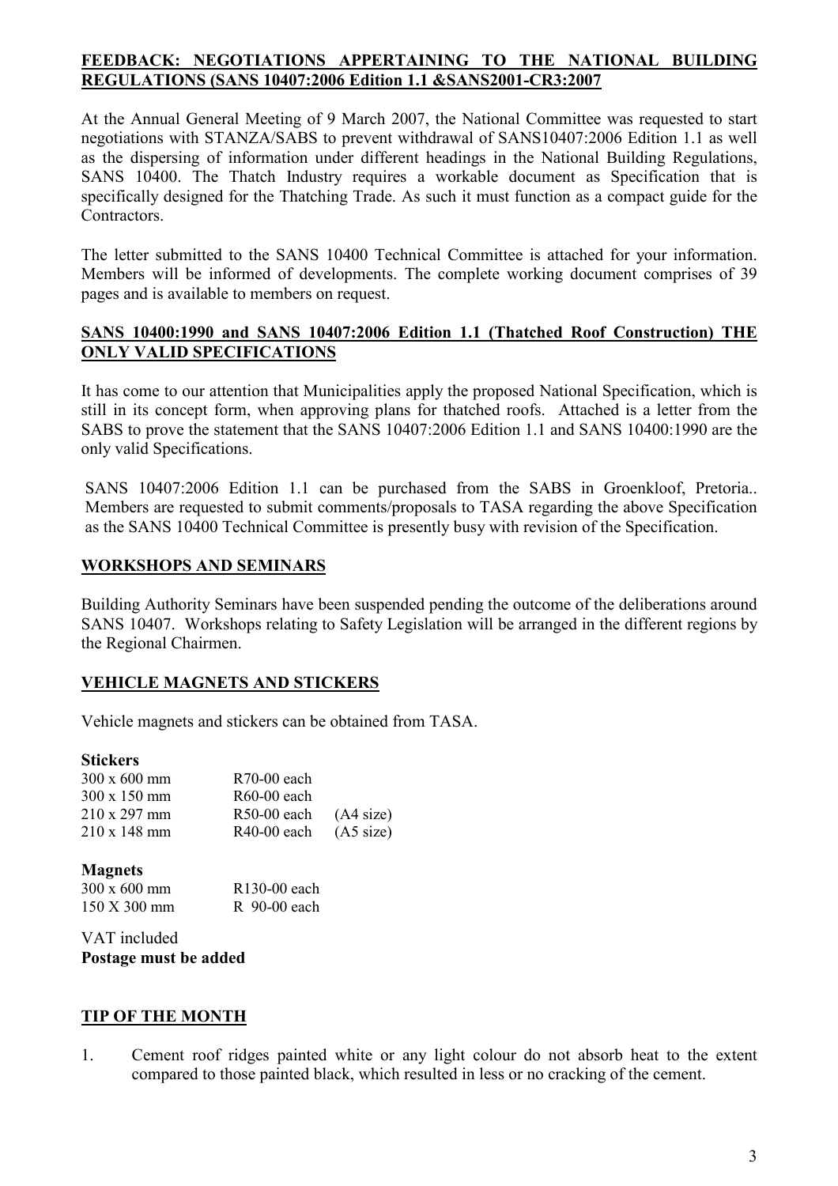## FEEDBACK: NEGOTIATIONS APPERTAINING TO THE NATIONAL BUILDING REGULATIONS (SANS 10407:2006 Edition 1.1 &SANS2001-CR3:2007

At the Annual General Meeting of 9 March 2007, the National Committee was requested to start negotiations with STANZA/SABS to prevent withdrawal of SANS10407:2006 Edition 1.1 as well as the dispersing of information under different headings in the National Building Regulations, SANS 10400. The Thatch Industry requires a workable document as Specification that is specifically designed for the Thatching Trade. As such it must function as a compact guide for the Contractors.

The letter submitted to the SANS 10400 Technical Committee is attached for your information. Members will be informed of developments. The complete working document comprises of 39 pages and is available to members on request.

## SANS 10400:1990 and SANS 10407:2006 Edition 1.1 (Thatched Roof Construction) THE ONLY VALID SPECIFICATIONS

It has come to our attention that Municipalities apply the proposed National Specification, which is still in its concept form, when approving plans for thatched roofs. Attached is a letter from the SABS to prove the statement that the SANS 10407:2006 Edition 1.1 and SANS 10400:1990 are the only valid Specifications.

SANS 10407:2006 Edition 1.1 can be purchased from the SABS in Groenkloof, Pretoria.. Members are requested to submit comments/proposals to TASA regarding the above Specification as the SANS 10400 Technical Committee is presently busy with revision of the Specification.

## WORKSHOPS AND SEMINARS

Building Authority Seminars have been suspended pending the outcome of the deliberations around SANS 10407. Workshops relating to Safety Legislation will be arranged in the different regions by the Regional Chairmen.

## VEHICLE MAGNETS AND STICKERS

Vehicle magnets and stickers can be obtained from TASA.

**Stickers**

| | | |
|---|---|---|
| 300 x 600 mm | R70-00 each | |
| 300 x 150 mm | R60-00 each | |
| 210 x 297 mm | R50-00 each | (A4 size) |
| 210 x 148 mm | R40-00 each | (A5 size) |

**Magnets**

| | |
|---|---|
| 300 x 600 mm | R130-00 each |
| 150 X 300 mm | R 90-00 each |

VAT included
**Postage must be added**

## TIP OF THE MONTH

1. Cement roof ridges painted white or any light colour do not absorb heat to the extent compared to those painted black, which resulted in less or no cracking of the cement.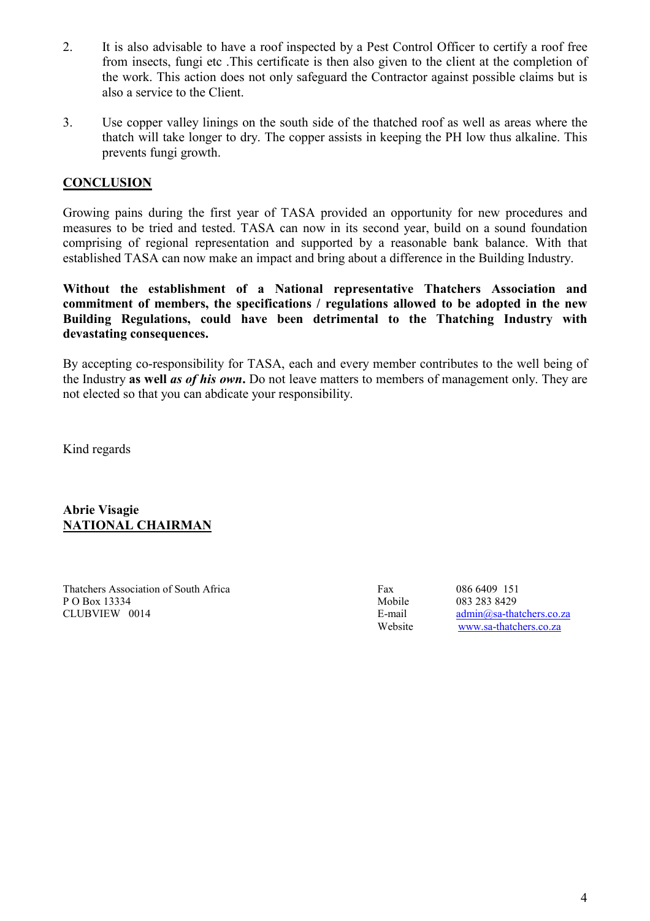2. It is also advisable to have a roof inspected by a Pest Control Officer to certify a roof free from insects, fungi etc .This certificate is then also given to the client at the completion of the work. This action does not only safeguard the Contractor against possible claims but is also a service to the Client.

3. Use copper valley linings on the south side of the thatched roof as well as areas where the thatch will take longer to dry. The copper assists in keeping the PH low thus alkaline. This prevents fungi growth.

## CONCLUSION

Growing pains during the first year of TASA provided an opportunity for new procedures and measures to be tried and tested. TASA can now in its second year, build on a sound foundation comprising of regional representation and supported by a reasonable bank balance. With that established TASA can now make an impact and bring about a difference in the Building Industry.

**Without the establishment of a National representative Thatchers Association and commitment of members, the specifications / regulations allowed to be adopted in the new Building Regulations, could have been detrimental to the Thatching Industry with devastating consequences.**

By accepting co-responsibility for TASA, each and every member contributes to the well being of the Industry **as well *as of his own*.** Do not leave matters to members of management only. They are not elected so that you can abdicate your responsibility.

Kind regards

**Abrie Visagie**
**NATIONAL CHAIRMAN**

Thatchers Association of South Africa
P O Box 13334
CLUBVIEW 0014

Fax 086 6409 151
Mobile 083 283 8429
E-mail admin@sa-thatchers.co.za
Website www.sa-thatchers.co.za